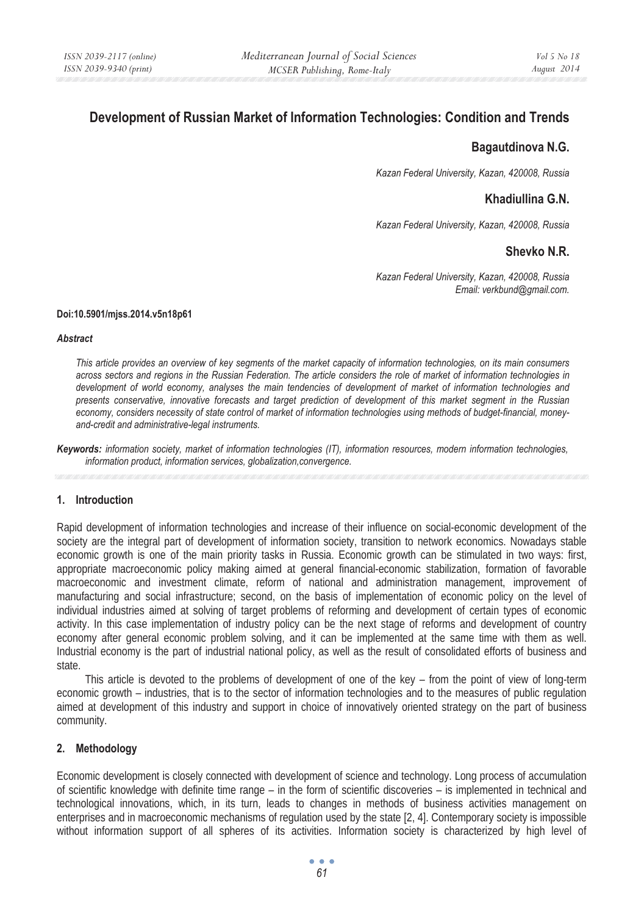# Development of Russian Market of Information Technologies: Condition and Trends

**Bagautdinova N.G.**

*Kazan Federal University, Kazan, 420008, Russia*

**Khadiullina G.N.**

*Kazan Federal University, Kazan, 420008, Russia*

**Shevko N.R.**

*Kazan Federal University, Kazan, 420008, Russia*
*Email: verkbund@gmail.com.*

**Doi:10.5901/mjss.2014.v5n18p61**

***Abstract***

*This article provides an overview of key segments of the market capacity of information technologies, on its main consumers across sectors and regions in the Russian Federation. The article considers the role of market of information technologies in development of world economy, analyses the main tendencies of development of market of information technologies and presents conservative, innovative forecasts and target prediction of development of this market segment in the Russian economy, considers necessity of state control of market of information technologies using methods of budget-financial, money-and-credit and administrative-legal instruments.*

***Keywords:*** *information society, market of information technologies (IT), information resources, modern information technologies, information product, information services, globalization,convergence.*

## 1. Introduction

Rapid development of information technologies and increase of their influence on social-economic development of the society are the integral part of development of information society, transition to network economics. Nowadays stable economic growth is one of the main priority tasks in Russia. Economic growth can be stimulated in two ways: first, appropriate macroeconomic policy making aimed at general financial-economic stabilization, formation of favorable macroeconomic and investment climate, reform of national and administration management, improvement of manufacturing and social infrastructure; second, on the basis of implementation of economic policy on the level of individual industries aimed at solving of target problems of reforming and development of certain types of economic activity. In this case implementation of industry policy can be the next stage of reforms and development of country economy after general economic problem solving, and it can be implemented at the same time with them as well. Industrial economy is the part of industrial national policy, as well as the result of consolidated efforts of business and state.

This article is devoted to the problems of development of one of the key – from the point of view of long-term economic growth – industries, that is to the sector of information technologies and to the measures of public regulation aimed at development of this industry and support in choice of innovatively oriented strategy on the part of business community.

## 2. Methodology

Economic development is closely connected with development of science and technology. Long process of accumulation of scientific knowledge with definite time range – in the form of scientific discoveries – is implemented in technical and technological innovations, which, in its turn, leads to changes in methods of business activities management on enterprises and in macroeconomic mechanisms of regulation used by the state [2, 4]. Contemporary society is impossible without information support of all spheres of its activities. Information society is characterized by high level of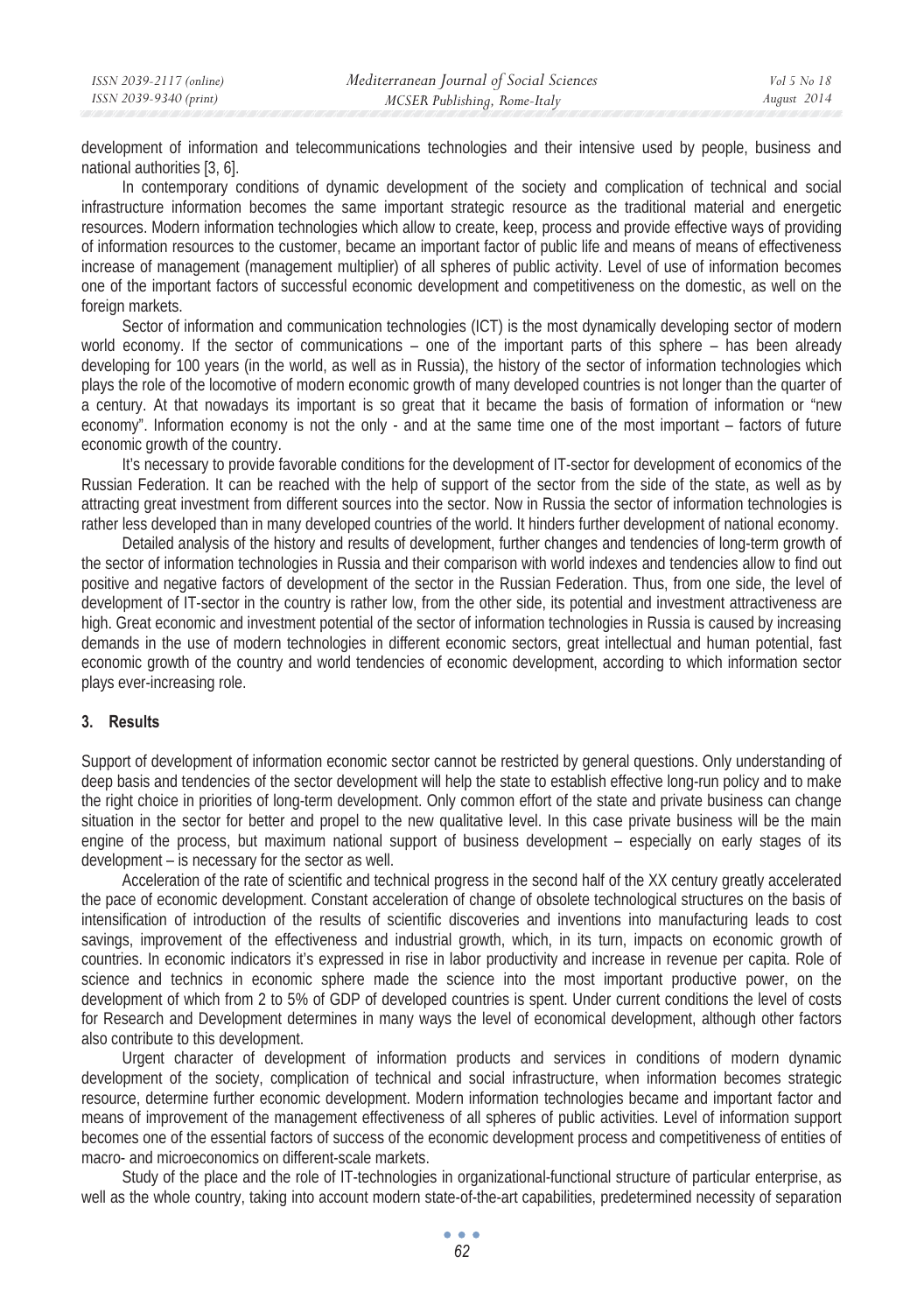development of information and telecommunications technologies and their intensive used by people, business and national authorities [3, 6].

In contemporary conditions of dynamic development of the society and complication of technical and social infrastructure information becomes the same important strategic resource as the traditional material and energetic resources. Modern information technologies which allow to create, keep, process and provide effective ways of providing of information resources to the customer, became an important factor of public life and means of means of effectiveness increase of management (management multiplier) of all spheres of public activity. Level of use of information becomes one of the important factors of successful economic development and competitiveness on the domestic, as well on the foreign markets.

Sector of information and communication technologies (ICT) is the most dynamically developing sector of modern world economy. If the sector of communications – one of the important parts of this sphere – has been already developing for 100 years (in the world, as well as in Russia), the history of the sector of information technologies which plays the role of the locomotive of modern economic growth of many developed countries is not longer than the quarter of a century. At that nowadays its important is so great that it became the basis of formation of information or "new economy". Information economy is not the only - and at the same time one of the most important – factors of future economic growth of the country.

It's necessary to provide favorable conditions for the development of IT-sector for development of economics of the Russian Federation. It can be reached with the help of support of the sector from the side of the state, as well as by attracting great investment from different sources into the sector. Now in Russia the sector of information technologies is rather less developed than in many developed countries of the world. It hinders further development of national economy.

Detailed analysis of the history and results of development, further changes and tendencies of long-term growth of the sector of information technologies in Russia and their comparison with world indexes and tendencies allow to find out positive and negative factors of development of the sector in the Russian Federation. Thus, from one side, the level of development of IT-sector in the country is rather low, from the other side, its potential and investment attractiveness are high. Great economic and investment potential of the sector of information technologies in Russia is caused by increasing demands in the use of modern technologies in different economic sectors, great intellectual and human potential, fast economic growth of the country and world tendencies of economic development, according to which information sector plays ever-increasing role.

## 3. Results

Support of development of information economic sector cannot be restricted by general questions. Only understanding of deep basis and tendencies of the sector development will help the state to establish effective long-run policy and to make the right choice in priorities of long-term development. Only common effort of the state and private business can change situation in the sector for better and propel to the new qualitative level. In this case private business will be the main engine of the process, but maximum national support of business development – especially on early stages of its development – is necessary for the sector as well.

Acceleration of the rate of scientific and technical progress in the second half of the XX century greatly accelerated the pace of economic development. Constant acceleration of change of obsolete technological structures on the basis of intensification of introduction of the results of scientific discoveries and inventions into manufacturing leads to cost savings, improvement of the effectiveness and industrial growth, which, in its turn, impacts on economic growth of countries. In economic indicators it's expressed in rise in labor productivity and increase in revenue per capita. Role of science and technics in economic sphere made the science into the most important productive power, on the development of which from 2 to 5% of GDP of developed countries is spent. Under current conditions the level of costs for Research and Development determines in many ways the level of economical development, although other factors also contribute to this development.

Urgent character of development of information products and services in conditions of modern dynamic development of the society, complication of technical and social infrastructure, when information becomes strategic resource, determine further economic development. Modern information technologies became and important factor and means of improvement of the management effectiveness of all spheres of public activities. Level of information support becomes one of the essential factors of success of the economic development process and competitiveness of entities of macro- and microeconomics on different-scale markets.

Study of the place and the role of IT-technologies in organizational-functional structure of particular enterprise, as well as the whole country, taking into account modern state-of-the-art capabilities, predetermined necessity of separation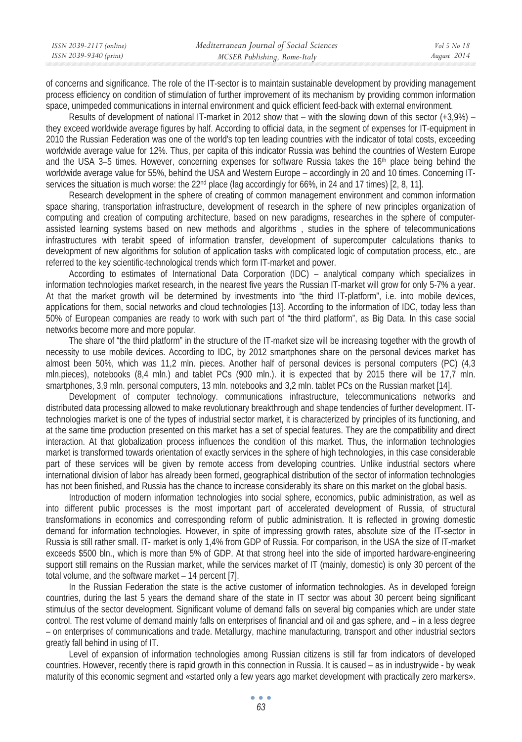of concerns and significance. The role of the IT-sector is to maintain sustainable development by providing management process efficiency on condition of stimulation of further improvement of its mechanism by providing common information space, unimpeded communications in internal environment and quick efficient feed-back with external environment.

Results of development of national IT-market in 2012 show that – with the slowing down of this sector (+3,9%) – they exceed worldwide average figures by half. According to official data, in the segment of expenses for IT-equipment in 2010 the Russian Federation was one of the world's top ten leading countries with the indicator of total costs, exceeding worldwide average value for 12%. Thus, per capita of this indicator Russia was behind the countries of Western Europe and the USA 3–5 times. However, concerning expenses for software Russia takes the 16th place being behind the worldwide average value for 55%, behind the USA and Western Europe – accordingly in 20 and 10 times. Concerning IT-services the situation is much worse: the 22nd place (lag accordingly for 66%, in 24 and 17 times) [2, 8, 11].

Research development in the sphere of creating of common management environment and common information space sharing, transportation infrastructure, development of research in the sphere of new principles organization of computing and creation of computing architecture, based on new paradigms, researches in the sphere of computer-assisted learning systems based on new methods and algorithms , studies in the sphere of telecommunications infrastructures with terabit speed of information transfer, development of supercomputer calculations thanks to development of new algorithms for solution of application tasks with complicated logic of computation process, etc., are referred to the key scientific-technological trends which form IT-market and power.

According to estimates of International Data Corporation (IDC) – analytical company which specializes in information technologies market research, in the nearest five years the Russian IT-market will grow for only 5-7% a year. At that the market growth will be determined by investments into "the third IT-platform", i.e. into mobile devices, applications for them, social networks and cloud technologies [13]. According to the information of IDC, today less than 50% of European companies are ready to work with such part of "the third platform", as Big Data. In this case social networks become more and more popular.

The share of "the third platform" in the structure of the IT-market size will be increasing together with the growth of necessity to use mobile devices. According to IDC, by 2012 smartphones share on the personal devices market has almost been 50%, which was 11,2 mln. pieces. Another half of personal devices is personal computers (PC) (4,3 mln.pieces), notebooks (8,4 mln.) and tablet PCs (900 mln.). it is expected that by 2015 there will be 17,7 mln. smartphones, 3,9 mln. personal computers, 13 mln. notebooks and 3,2 mln. tablet PCs on the Russian market [14].

Development of computer technology. communications infrastructure, telecommunications networks and distributed data processing allowed to make revolutionary breakthrough and shape tendencies of further development. IT-technologies market is one of the types of industrial sector market, it is characterized by principles of its functioning, and at the same time production presented on this market has a set of special features. They are the compatibility and direct interaction. At that globalization process influences the condition of this market. Thus, the information technologies market is transformed towards orientation of exactly services in the sphere of high technologies, in this case considerable part of these services will be given by remote access from developing countries. Unlike industrial sectors where international division of labor has already been formed, geographical distribution of the sector of information technologies has not been finished, and Russia has the chance to increase considerably its share on this market on the global basis.

Introduction of modern information technologies into social sphere, economics, public administration, as well as into different public processes is the most important part of accelerated development of Russia, of structural transformations in economics and corresponding reform of public administration. It is reflected in growing domestic demand for information technologies. However, in spite of impressing growth rates, absolute size of the IT-sector in Russia is still rather small. IT- market is only 1,4% from GDP of Russia. For comparison, in the USA the size of IT-market exceeds $500 bln., which is more than 5% of GDP. At that strong heel into the side of imported hardware-engineering support still remains on the Russian market, while the services market of IT (mainly, domestic) is only 30 percent of the total volume, and the software market – 14 percent [7].

In the Russian Federation the state is the active customer of information technologies. As in developed foreign countries, during the last 5 years the demand share of the state in IT sector was about 30 percent being significant stimulus of the sector development. Significant volume of demand falls on several big companies which are under state control. The rest volume of demand mainly falls on enterprises of financial and oil and gas sphere, and – in a less degree – on enterprises of communications and trade. Metallurgy, machine manufacturing, transport and other industrial sectors greatly fall behind in using of IT.

Level of expansion of information technologies among Russian citizens is still far from indicators of developed countries. However, recently there is rapid growth in this connection in Russia. It is caused – as in industrywide - by weak maturity of this economic segment and «started only a few years ago market development with practically zero markers».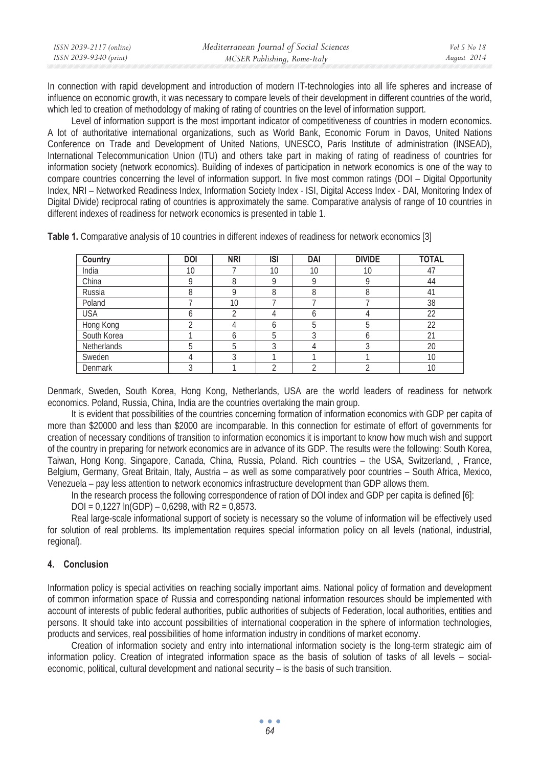In connection with rapid development and introduction of modern IT-technologies into all life spheres and increase of influence on economic growth, it was necessary to compare levels of their development in different countries of the world, which led to creation of methodology of making of rating of countries on the level of information support.

Level of information support is the most important indicator of competitiveness of countries in modern economics. A lot of authoritative international organizations, such as World Bank, Economic Forum in Davos, United Nations Conference on Trade and Development of United Nations, UNESCO, Paris Institute of administration (INSEAD), International Telecommunication Union (ITU) and others take part in making of rating of readiness of countries for information society (network economics). Building of indexes of participation in network economics is one of the way to compare countries concerning the level of information support. In five most common ratings (DOI – Digital Opportunity Index, NRI – Networked Readiness Index, Information Society Index - ISI, Digital Access Index - DAI, Monitoring Index of Digital Divide) reciprocal rating of countries is approximately the same. Comparative analysis of range of 10 countries in different indexes of readiness for network economics is presented in table 1.

**Table 1.** Comparative analysis of 10 countries in different indexes of readiness for network economics [3]

| Country | DOI | NRI | ISI | DAI | DIVIDE | TOTAL |
|---|---|---|---|---|---|---|
| India | 10 | 7 | 10 | 10 | 10 | 47 |
| China | 9 | 8 | 9 | 9 | 9 | 44 |
| Russia | 8 | 9 | 8 | 8 | 8 | 41 |
| Poland | 7 | 10 | 7 | 7 | 7 | 38 |
| USA | 6 | 2 | 4 | 6 | 4 | 22 |
| Hong Kong | 2 | 4 | 6 | 5 | 5 | 22 |
| South Korea | 1 | 6 | 5 | 3 | 6 | 21 |
| Netherlands | 5 | 5 | 3 | 4 | 3 | 20 |
| Sweden | 4 | 3 | 1 | 1 | 1 | 10 |
| Denmark | 3 | 1 | 2 | 2 | 2 | 10 |

Denmark, Sweden, South Korea, Hong Kong, Netherlands, USA are the world leaders of readiness for network economics. Poland, Russia, China, India are the countries overtaking the main group.

It is evident that possibilities of the countries concerning formation of information economics with GDP per capita of more than \$20000 and less than \$2000 are incomparable. In this connection for estimate of effort of governments for creation of necessary conditions of transition to information economics it is important to know how much wish and support of the country in preparing for network economics are in advance of its GDP. The results were the following: South Korea, Taiwan, Hong Kong, Singapore, Canada, China, Russia, Poland. Rich countries – the USA, Switzerland, , France, Belgium, Germany, Great Britain, Italy, Austria – as well as some comparatively poor countries – South Africa, Mexico, Venezuela – pay less attention to network economics infrastructure development than GDP allows them.

In the research process the following correspondence of ration of DOI index and GDP per capita is defined [6]:

$DOI = 0{,}1227 \ln(GDP) – 0{,}6298$, with $R2 = 0{,}8573$.

Real large-scale informational support of society is necessary so the volume of information will be effectively used for solution of real problems. Its implementation requires special information policy on all levels (national, industrial, regional).

## 4. Conclusion

Information policy is special activities on reaching socially important aims. National policy of formation and development of common information space of Russia and corresponding national information resources should be implemented with account of interests of public federal authorities, public authorities of subjects of Federation, local authorities, entities and persons. It should take into account possibilities of international cooperation in the sphere of information technologies, products and services, real possibilities of home information industry in conditions of market economy.

Creation of information society and entry into international information society is the long-term strategic aim of information policy. Creation of integrated information space as the basis of solution of tasks of all levels – social-economic, political, cultural development and national security – is the basis of such transition.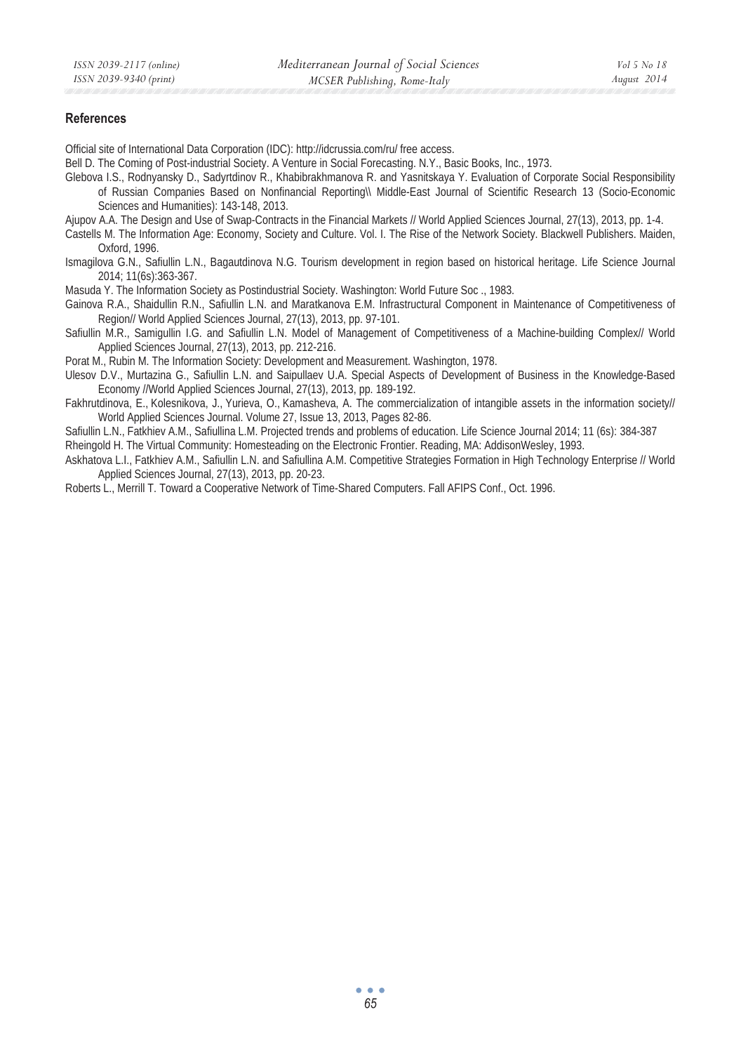## References

Official site of International Data Corporation (IDC): http://idcrussia.com/ru/ free access.

Bell D. The Coming of Post-industrial Society. A Venture in Social Forecasting. N.Y., Basic Books, Inc., 1973.

Glebova I.S., Rodnyansky D., Sadyrtdinov R., Khabibrakhmanova R. and Yasnitskaya Y. Evaluation of Corporate Social Responsibility of Russian Companies Based on Nonfinancial Reporting\\ Middle-East Journal of Scientific Research 13 (Socio-Economic Sciences and Humanities): 143-148, 2013.

Ajupov A.A. The Design and Use of Swap-Contracts in the Financial Markets // World Applied Sciences Journal, 27(13), 2013, pp. 1-4.

Castells M. The Information Age: Economy, Society and Culture. Vol. I. The Rise of the Network Society. Blackwell Publishers. Maiden, Oxford, 1996.

Ismagilova G.N., Safiullin L.N., Bagautdinova N.G. Tourism development in region based on historical heritage. Life Science Journal 2014; 11(6s):363-367.

Masuda Y. The Information Society as Postindustrial Society. Washington: World Future Soc ., 1983.

Gainova R.A., Shaidullin R.N., Safiullin L.N. and Maratkanova E.M. Infrastructural Component in Maintenance of Competitiveness of Region// World Applied Sciences Journal, 27(13), 2013, pp. 97-101.

Safiullin M.R., Samigullin I.G. and Safiullin L.N. Model of Management of Competitiveness of a Machine-building Complex// World Applied Sciences Journal, 27(13), 2013, pp. 212-216.

Porat M., Rubin M. The Information Society: Development and Measurement. Washington, 1978.

Ulesov D.V., Murtazina G., Safiullin L.N. and Saipullaev U.A. Special Aspects of Development of Business in the Knowledge-Based Economy //World Applied Sciences Journal, 27(13), 2013, pp. 189-192.

Fakhrutdinova, E., Kolesnikova, J., Yurieva, O., Kamasheva, A. The commercialization of intangible assets in the information society// World Applied Sciences Journal. Volume 27, Issue 13, 2013, Pages 82-86.

Safiullin L.N., Fatkhiev A.M., Safiullina L.M. Projected trends and problems of education. Life Science Journal 2014; 11 (6s): 384-387

Rheingold H. The Virtual Community: Homesteading on the Electronic Frontier. Reading, MA: AddisonWesley, 1993.

Askhatova L.I., Fatkhiev A.M., Safiullin L.N. and Safiullina A.M. Competitive Strategies Formation in High Technology Enterprise // World Applied Sciences Journal, 27(13), 2013, pp. 20-23.

Roberts L., Merrill T. Toward a Cooperative Network of Time-Shared Computers. Fall AFIPS Conf., Oct. 1996.